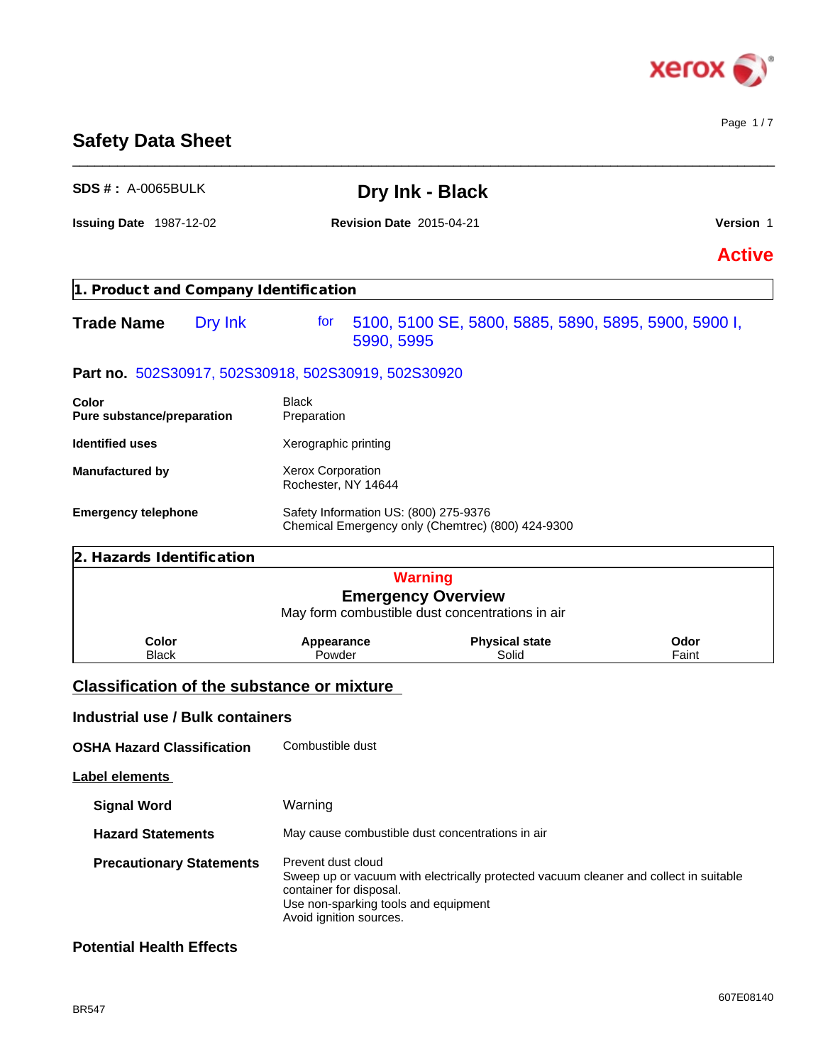# Safety Data Sheet

**SDS # :** A-0065BULK

## Dry Ink - Black

**Issuing Date** 1987-12-02 **Revision Date** 2015-04-21 **Version** 1

**Active**

## 1. Product and Company Identification

**Trade Name** Dry Ink for 5100, 5100 SE, 5800, 5885, 5890, 5895, 5900, 5900 I, 5990, 5995

**Part no.** 502S30917, 502S30918, 502S30919, 502S30920

| | |
|---|---|
| **Color** | Black |
| **Pure substance/preparation** | Preparation |
| **Identified uses** | Xerographic printing |
| **Manufactured by** | Xerox Corporation<br>Rochester, NY 14644 |
| **Emergency telephone** | Safety Information US: (800) 275-9376<br>Chemical Emergency only (Chemtrec) (800) 424-9300 |

## 2. Hazards Identification

**Warning**

**Emergency Overview**

May form combustible dust concentrations in air

| Color | Appearance | Physical state | Odor |
|---|---|---|---|
| Black | Powder | Solid | Faint |

### Classification of the substance or mixture

### Industrial use / Bulk containers

**OSHA Hazard Classification** Combustible dust

### Label elements

**Signal Word** Warning

**Hazard Statements** May cause combustible dust concentrations in air

**Precautionary Statements**
Prevent dust cloud
Sweep up or vacuum with electrically protected vacuum cleaner and collect in suitable container for disposal.
Use non-sparking tools and equipment
Avoid ignition sources.

### Potential Health Effects

BR547

607E08140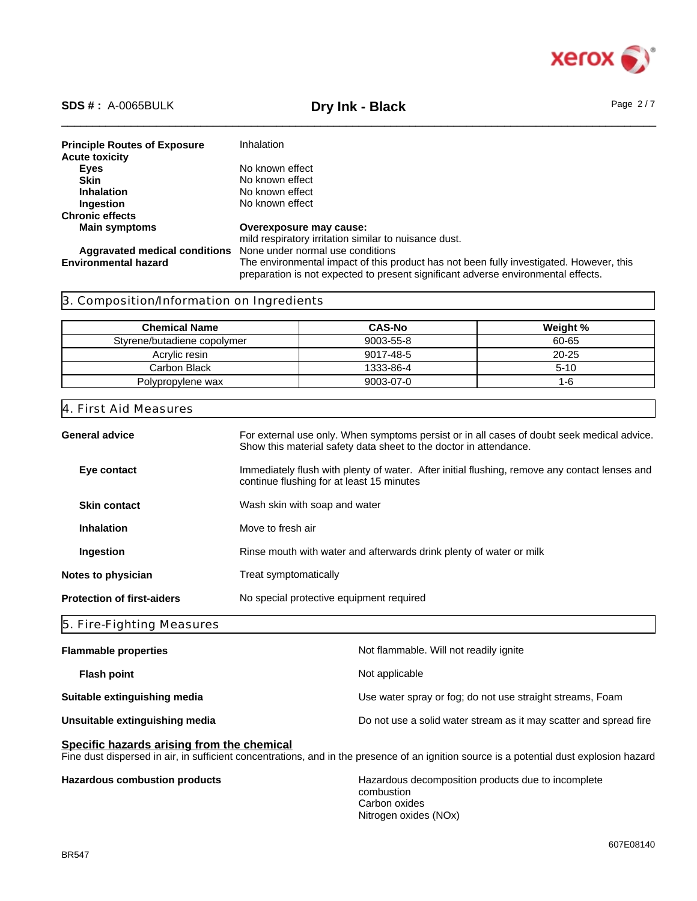| | |
|---|---|
| **Principle Routes of Exposure** | Inhalation |
| **Acute toxicity** | |
| **Eyes** | No known effect |
| **Skin** | No known effect |
| **Inhalation** | No known effect |
| **Ingestion** | No known effect |
| **Chronic effects** | |
| **Main symptoms** | **Overexposure may cause:** mild respiratory irritation similar to nuisance dust. |
| **Aggravated medical conditions** | None under normal use conditions |
| **Environmental hazard** | The environmental impact of this product has not been fully investigated. However, this preparation is not expected to present significant adverse environmental effects. |

## 3. Composition/Information on Ingredients

| Chemical Name | CAS-No | Weight % |
|---|---|---|
| Styrene/butadiene copolymer | 9003-55-8 | 60-65 |
| Acrylic resin | 9017-48-5 | 20-25 |
| Carbon Black | 1333-86-4 | 5-10 |
| Polypropylene wax | 9003-07-0 | 1-6 |

## 4. First Aid Measures

**General advice** — For external use only. When symptoms persist or in all cases of doubt seek medical advice. Show this material safety data sheet to the doctor in attendance.

**Eye contact** — Immediately flush with plenty of water. After initial flushing, remove any contact lenses and continue flushing for at least 15 minutes

**Skin contact** — Wash skin with soap and water

**Inhalation** — Move to fresh air

**Ingestion** — Rinse mouth with water and afterwards drink plenty of water or milk

**Notes to physician** — Treat symptomatically

**Protection of first-aiders** — No special protective equipment required

## 5. Fire-Fighting Measures

**Flammable properties** — Not flammable. Will not readily ignite

**Flash point** — Not applicable

**Suitable extinguishing media** — Use water spray or fog; do not use straight streams, Foam

**Unsuitable extinguishing media** — Do not use a solid water stream as it may scatter and spread fire

**Specific hazards arising from the chemical**

Fine dust dispersed in air, in sufficient concentrations, and in the presence of an ignition source is a potential dust explosion hazard

**Hazardous combustion products** — Hazardous decomposition products due to incomplete combustion
Carbon oxides
Nitrogen oxides (NOx)

BR547

607E08140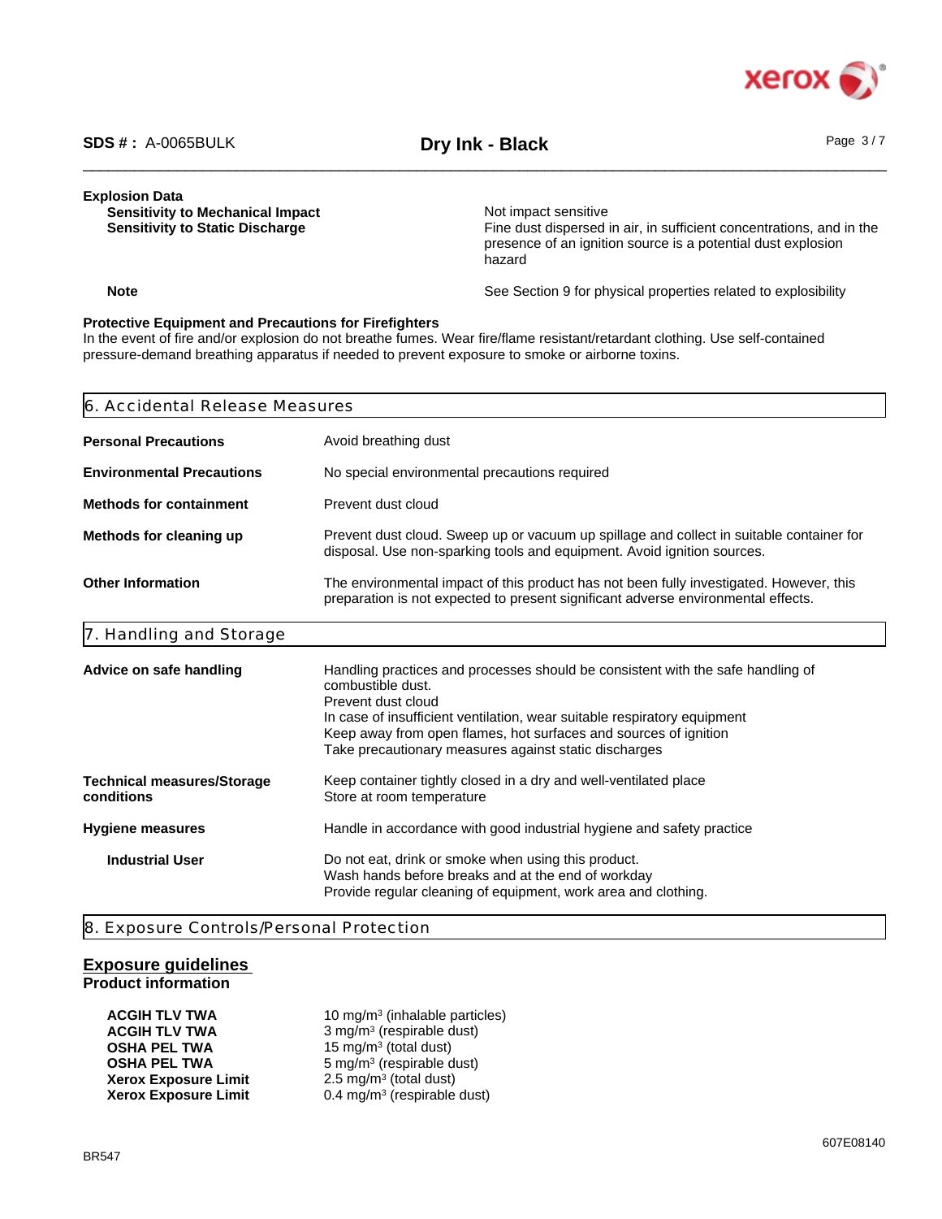**Explosion Data**

| | |
|---|---|
| **Sensitivity to Mechanical Impact** | Not impact sensitive |
| **Sensitivity to Static Discharge** | Fine dust dispersed in air, in sufficient concentrations, and in the presence of an ignition source is a potential dust explosion hazard |
| **Note** | See Section 9 for physical properties related to explosibility |

**Protective Equipment and Precautions for Firefighters**

In the event of fire and/or explosion do not breathe fumes. Wear fire/flame resistant/retardant clothing. Use self-contained pressure-demand breathing apparatus if needed to prevent exposure to smoke or airborne toxins.

## 6. Accidental Release Measures

| | |
|---|---|
| **Personal Precautions** | Avoid breathing dust |
| **Environmental Precautions** | No special environmental precautions required |
| **Methods for containment** | Prevent dust cloud |
| **Methods for cleaning up** | Prevent dust cloud. Sweep up or vacuum up spillage and collect in suitable container for disposal. Use non-sparking tools and equipment. Avoid ignition sources. |
| **Other Information** | The environmental impact of this product has not been fully investigated. However, this preparation is not expected to present significant adverse environmental effects. |

## 7. Handling and Storage

| | |
|---|---|
| **Advice on safe handling** | Handling practices and processes should be consistent with the safe handling of combustible dust.<br>Prevent dust cloud<br>In case of insufficient ventilation, wear suitable respiratory equipment<br>Keep away from open flames, hot surfaces and sources of ignition<br>Take precautionary measures against static discharges |
| **Technical measures/Storage conditions** | Keep container tightly closed in a dry and well-ventilated place<br>Store at room temperature |
| **Hygiene measures** | Handle in accordance with good industrial hygiene and safety practice |
| **Industrial User** | Do not eat, drink or smoke when using this product.<br>Wash hands before breaks and at the end of workday<br>Provide regular cleaning of equipment, work area and clothing. |

## 8. Exposure Controls/Personal Protection

### Exposure guidelines

**Product information**

| | |
|---|---|
| **ACGIH TLV TWA** | 10 mg/m³ (inhalable particles) |
| **ACGIH TLV TWA** | 3 mg/m³ (respirable dust) |
| **OSHA PEL TWA** | 15 mg/m³ (total dust) |
| **OSHA PEL TWA** | 5 mg/m³ (respirable dust) |
| **Xerox Exposure Limit** | 2.5 mg/m³ (total dust) |
| **Xerox Exposure Limit** | 0.4 mg/m³ (respirable dust) |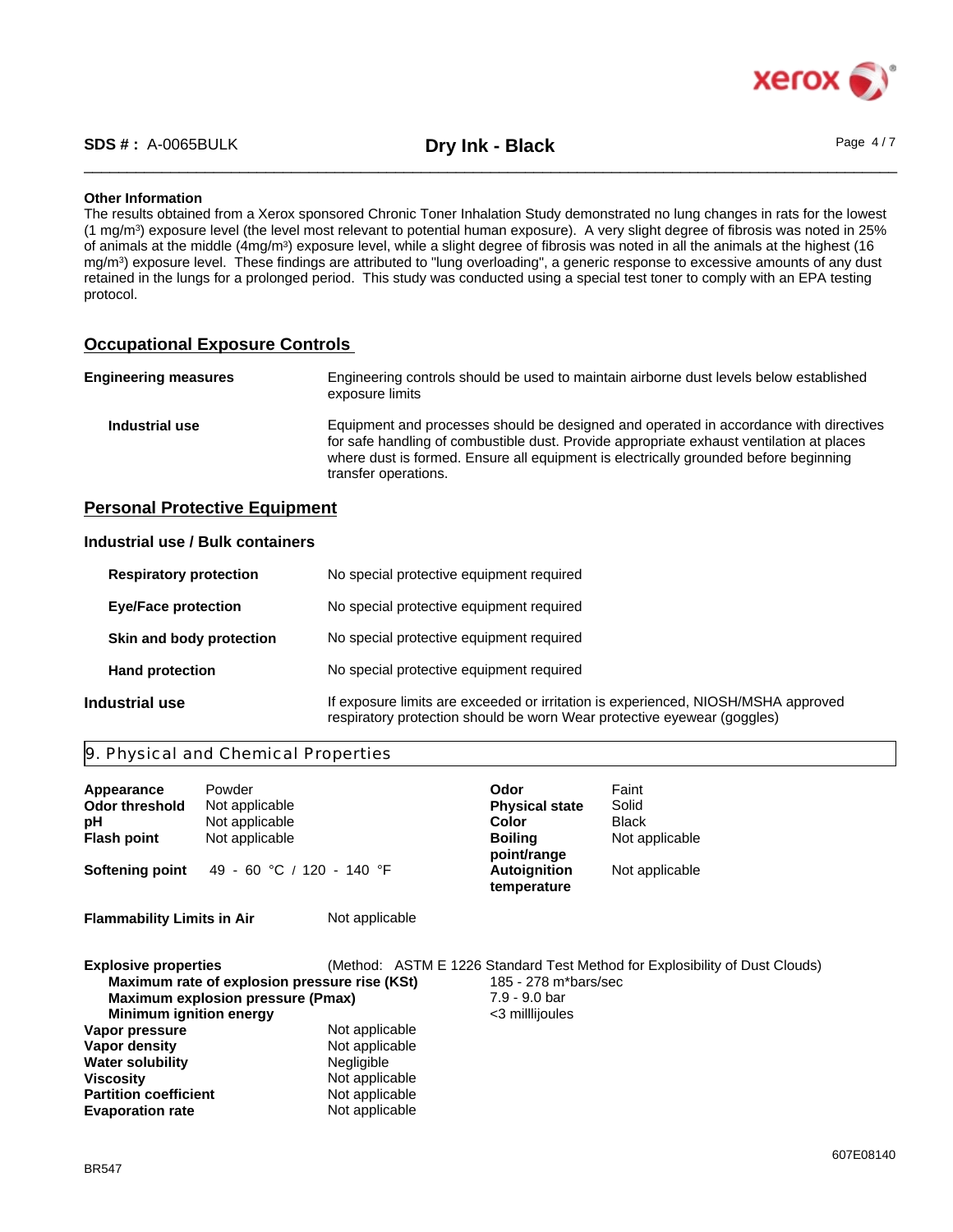**Other Information**

The results obtained from a Xerox sponsored Chronic Toner Inhalation Study demonstrated no lung changes in rats for the lowest (1 mg/m$^3$) exposure level (the level most relevant to potential human exposure). A very slight degree of fibrosis was noted in 25% of animals at the middle (4mg/m$^3$) exposure level, while a slight degree of fibrosis was noted in all the animals at the highest (16 mg/m$^3$) exposure level. These findings are attributed to "lung overloading", a generic response to excessive amounts of any dust retained in the lungs for a prolonged period. This study was conducted using a special test toner to comply with an EPA testing protocol.

## Occupational Exposure Controls

**Engineering measures** — Engineering controls should be used to maintain airborne dust levels below established exposure limits

**Industrial use** — Equipment and processes should be designed and operated in accordance with directives for safe handling of combustible dust. Provide appropriate exhaust ventilation at places where dust is formed. Ensure all equipment is electrically grounded before beginning transfer operations.

## Personal Protective Equipment

### Industrial use / Bulk containers

**Respiratory protection** — No special protective equipment required

**Eye/Face protection** — No special protective equipment required

**Skin and body protection** — No special protective equipment required

**Hand protection** — No special protective equipment required

**Industrial use** — If exposure limits are exceeded or irritation is experienced, NIOSH/MSHA approved respiratory protection should be worn Wear protective eyewear (goggles)

## 9. Physical and Chemical Properties

| Property | Value | Property | Value |
|---|---|---|---|
| **Appearance** | Powder | **Odor** | Faint |
| **Odor threshold** | Not applicable | **Physical state** | Solid |
| **pH** | Not applicable | **Color** | Black |
| **Flash point** | Not applicable | **Boiling point/range** | Not applicable |
| **Softening point** | 49 - 60 °C / 120 - 140 °F | **Autoignition temperature** | Not applicable |

**Flammability Limits in Air** — Not applicable

**Explosive properties** — (Method: ASTM E 1226 Standard Test Method for Explosibility of Dust Clouds)

| Property | Value |
|---|---|
| **Maximum rate of explosion pressure rise (KSt)** | 185 - 278 m*bars/sec |
| **Maximum explosion pressure (Pmax)** | 7.9 - 9.0 bar |
| **Minimum ignition energy** | <3 millijoules |
| **Vapor pressure** | Not applicable |
| **Vapor density** | Not applicable |
| **Water solubility** | Negligible |
| **Viscosity** | Not applicable |
| **Partition coefficient** | Not applicable |
| **Evaporation rate** | Not applicable |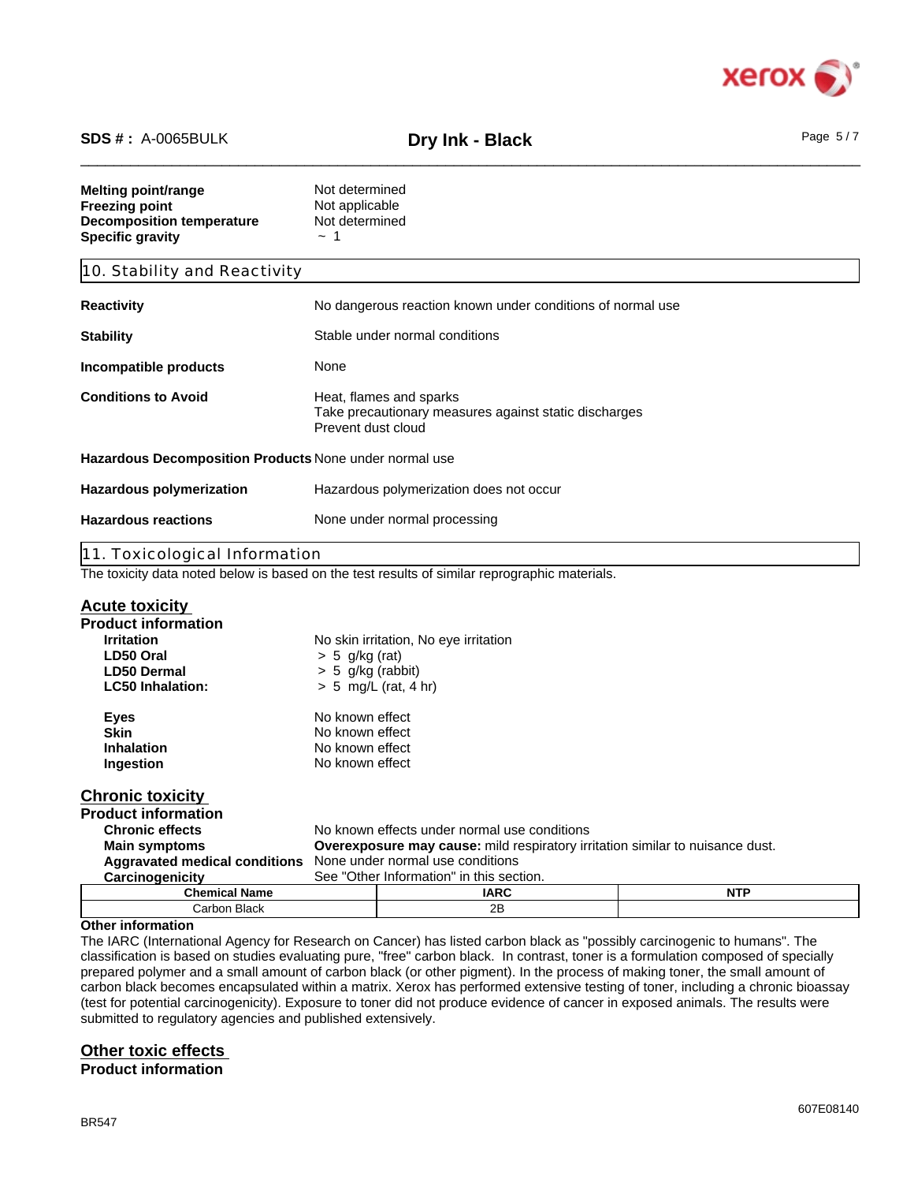| | |
|---|---|
| **Melting point/range** | Not determined |
| **Freezing point** | Not applicable |
| **Decomposition temperature** | Not determined |
| **Specific gravity** | ~ 1 |

## 10. Stability and Reactivity

| | |
|---|---|
| **Reactivity** | No dangerous reaction known under conditions of normal use |
| **Stability** | Stable under normal conditions |
| **Incompatible products** | None |
| **Conditions to Avoid** | Heat, flames and sparks<br>Take precautionary measures against static discharges<br>Prevent dust cloud |
| **Hazardous Decomposition Products** | None under normal use |
| **Hazardous polymerization** | Hazardous polymerization does not occur |
| **Hazardous reactions** | None under normal processing |

## 11. Toxicological Information

The toxicity data noted below is based on the test results of similar reprographic materials.

### Acute toxicity

**Product information**

| | |
|---|---|
| **Irritation** | No skin irritation, No eye irritation |
| **LD50 Oral** | > 5 g/kg (rat) |
| **LD50 Dermal** | > 5 g/kg (rabbit) |
| **LC50 Inhalation:** | > 5 mg/L (rat, 4 hr) |
| **Eyes** | No known effect |
| **Skin** | No known effect |
| **Inhalation** | No known effect |
| **Ingestion** | No known effect |

### Chronic toxicity

**Product information**

| | |
|---|---|
| **Chronic effects** | No known effects under normal use conditions |
| **Main symptoms** | **Overexposure may cause:** mild respiratory irritation similar to nuisance dust. |
| **Aggravated medical conditions** | None under normal use conditions |
| **Carcinogenicity** | See "Other Information" in this section. |

| Chemical Name | IARC | NTP |
|---|---|---|
| Carbon Black | 2B | |

**Other information**

The IARC (International Agency for Research on Cancer) has listed carbon black as "possibly carcinogenic to humans". The classification is based on studies evaluating pure, "free" carbon black. In contrast, toner is a formulation composed of specially prepared polymer and a small amount of carbon black (or other pigment). In the process of making toner, the small amount of carbon black becomes encapsulated within a matrix. Xerox has performed extensive testing of toner, including a chronic bioassay (test for potential carcinogenicity). Exposure to toner did not produce evidence of cancer in exposed animals. The results were submitted to regulatory agencies and published extensively.

### Other toxic effects

**Product information**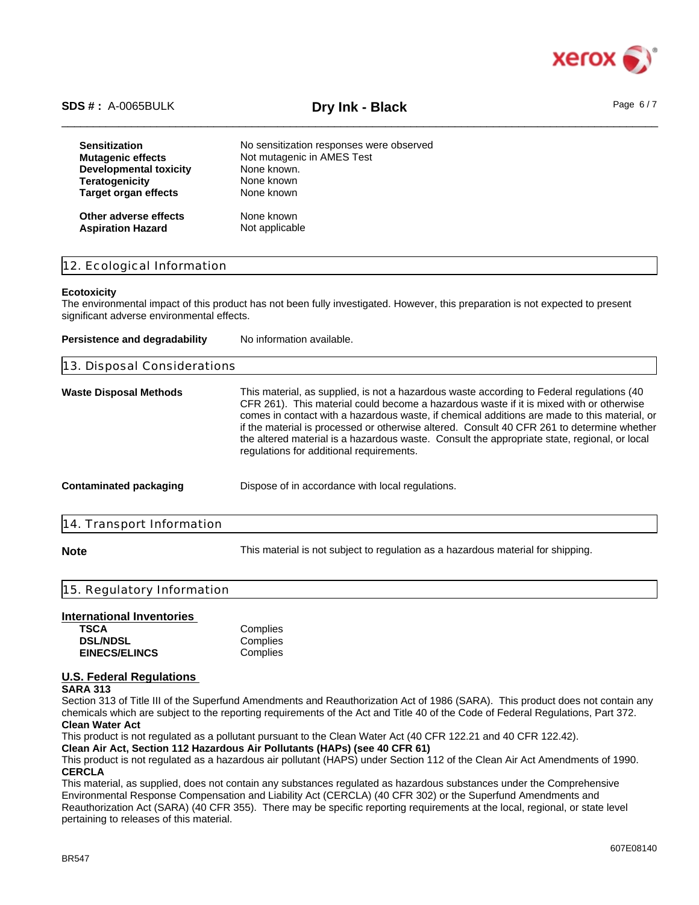| | |
|---|---|
| **Sensitization** | No sensitization responses were observed |
| **Mutagenic effects** | Not mutagenic in AMES Test |
| **Developmental toxicity** | None known. |
| **Teratogenicity** | None known |
| **Target organ effects** | None known |
| **Other adverse effects** | None known |
| **Aspiration Hazard** | Not applicable |

## 12. Ecological Information

**Ecotoxicity**

The environmental impact of this product has not been fully investigated. However, this preparation is not expected to present significant adverse environmental effects.

**Persistence and degradability** No information available.

## 13. Disposal Considerations

**Waste Disposal Methods**

This material, as supplied, is not a hazardous waste according to Federal regulations (40 CFR 261). This material could become a hazardous waste if it is mixed with or otherwise comes in contact with a hazardous waste, if chemical additions are made to this material, or if the material is processed or otherwise altered. Consult 40 CFR 261 to determine whether the altered material is a hazardous waste. Consult the appropriate state, regional, or local regulations for additional requirements.

**Contaminated packaging** Dispose of in accordance with local regulations.

## 14. Transport Information

**Note** This material is not subject to regulation as a hazardous material for shipping.

## 15. Regulatory Information

**International Inventories**

| | |
|---|---|
| **TSCA** | Complies |
| **DSL/NDSL** | Complies |
| **EINECS/ELINCS** | Complies |

**U.S. Federal Regulations**

**SARA 313**

Section 313 of Title III of the Superfund Amendments and Reauthorization Act of 1986 (SARA). This product does not contain any chemicals which are subject to the reporting requirements of the Act and Title 40 of the Code of Federal Regulations, Part 372.

**Clean Water Act**

This product is not regulated as a pollutant pursuant to the Clean Water Act (40 CFR 122.21 and 40 CFR 122.42).

**Clean Air Act, Section 112 Hazardous Air Pollutants (HAPs) (see 40 CFR 61)**

This product is not regulated as a hazardous air pollutant (HAPS) under Section 112 of the Clean Air Act Amendments of 1990.

**CERCLA**

This material, as supplied, does not contain any substances regulated as hazardous substances under the Comprehensive Environmental Response Compensation and Liability Act (CERCLA) (40 CFR 302) or the Superfund Amendments and Reauthorization Act (SARA) (40 CFR 355). There may be specific reporting requirements at the local, regional, or state level pertaining to releases of this material.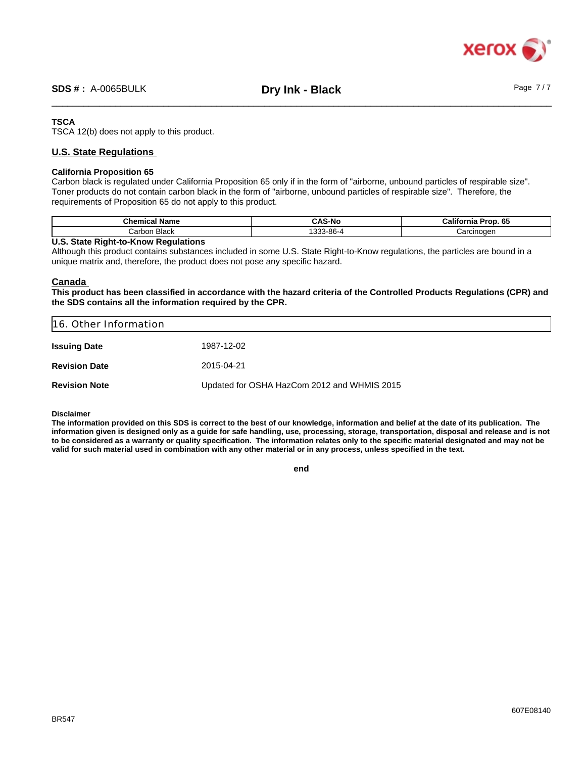### TSCA

TSCA 12(b) does not apply to this product.

## U.S. State Regulations

### California Proposition 65

Carbon black is regulated under California Proposition 65 only if in the form of "airborne, unbound particles of respirable size". Toner products do not contain carbon black in the form of "airborne, unbound particles of respirable size". Therefore, the requirements of Proposition 65 do not apply to this product.

| Chemical Name | CAS-No | California Prop. 65 |
|---|---|---|
| Carbon Black | 1333-86-4 | Carcinogen |

### U.S. State Right-to-Know Regulations

Although this product contains substances included in some U.S. State Right-to-Know regulations, the particles are bound in a unique matrix and, therefore, the product does not pose any specific hazard.

## Canada

**This product has been classified in accordance with the hazard criteria of the Controlled Products Regulations (CPR) and the SDS contains all the information required by the CPR.**

## 16. Other Information

| | |
|---|---|
| **Issuing Date** | 1987-12-02 |
| **Revision Date** | 2015-04-21 |
| **Revision Note** | Updated for OSHA HazCom 2012 and WHMIS 2015 |

**Disclaimer**

**The information provided on this SDS is correct to the best of our knowledge, information and belief at the date of its publication. The information given is designed only as a guide for safe handling, use, processing, storage, transportation, disposal and release and is not to be considered as a warranty or quality specification. The information relates only to the specific material designated and may not be valid for such material used in combination with any other material or in any process, unless specified in the text.**

**end**

607E08140

BR547